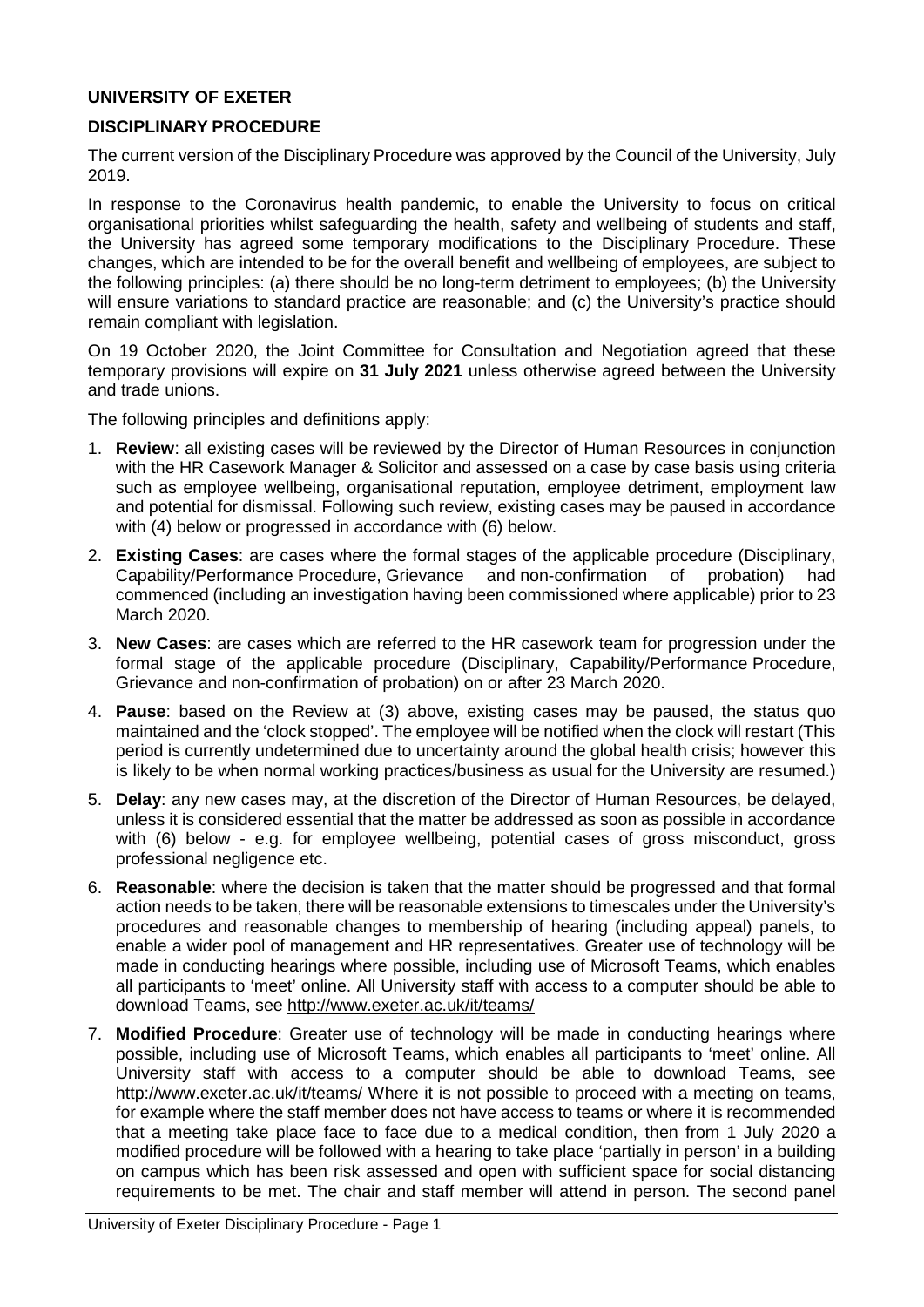**UNIVERSITY OF EXETER**

**DISCIPLINARY PROCEDURE**

The current version of the Disciplinary Procedure was approved by the Council of the University, July 2019.

In response to the Coronavirus health pandemic, to enable the University to focus on critical organisational priorities whilst safeguarding the health, safety and wellbeing of students and staff, the University has agreed some temporary modifications to the Disciplinary Procedure. These changes, which are intended to be for the overall benefit and wellbeing of employees, are subject to the following principles: (a) there should be no long-term detriment to employees; (b) the University will ensure variations to standard practice are reasonable; and (c) the University's practice should remain compliant with legislation.

On 19 October 2020, the Joint Committee for Consultation and Negotiation agreed that these temporary provisions will expire on **31 July 2021** unless otherwise agreed between the University and trade unions.

The following principles and definitions apply:

1. **Review**: all existing cases will be reviewed by the Director of Human Resources in conjunction with the HR Casework Manager & Solicitor and assessed on a case by case basis using criteria such as employee wellbeing, organisational reputation, employee detriment, employment law and potential for dismissal. Following such review, existing cases may be paused in accordance with (4) below or progressed in accordance with (6) below.
2. **Existing Cases**: are cases where the formal stages of the applicable procedure (Disciplinary, Capability/Performance Procedure, Grievance and non-confirmation of probation) had commenced (including an investigation having been commissioned where applicable) prior to 23 March 2020.
3. **New Cases**: are cases which are referred to the HR casework team for progression under the formal stage of the applicable procedure (Disciplinary, Capability/Performance Procedure, Grievance and non-confirmation of probation) on or after 23 March 2020.
4. **Pause**: based on the Review at (3) above, existing cases may be paused, the status quo maintained and the 'clock stopped'. The employee will be notified when the clock will restart (This period is currently undetermined due to uncertainty around the global health crisis; however this is likely to be when normal working practices/business as usual for the University are resumed.)
5. **Delay**: any new cases may, at the discretion of the Director of Human Resources, be delayed, unless it is considered essential that the matter be addressed as soon as possible in accordance with (6) below - e.g. for employee wellbeing, potential cases of gross misconduct, gross professional negligence etc.
6. **Reasonable**: where the decision is taken that the matter should be progressed and that formal action needs to be taken, there will be reasonable extensions to timescales under the University's procedures and reasonable changes to membership of hearing (including appeal) panels, to enable a wider pool of management and HR representatives. Greater use of technology will be made in conducting hearings where possible, including use of Microsoft Teams, which enables all participants to 'meet' online. All University staff with access to a computer should be able to download Teams, see http://www.exeter.ac.uk/it/teams/
7. **Modified Procedure**: Greater use of technology will be made in conducting hearings where possible, including use of Microsoft Teams, which enables all participants to 'meet' online. All University staff with access to a computer should be able to download Teams, see http://www.exeter.ac.uk/it/teams/ Where it is not possible to proceed with a meeting on teams, for example where the staff member does not have access to teams or where it is recommended that a meeting take place face to face due to a medical condition, then from 1 July 2020 a modified procedure will be followed with a hearing to take place 'partially in person' in a building on campus which has been risk assessed and open with sufficient space for social distancing requirements to be met. The chair and staff member will attend in person. The second panel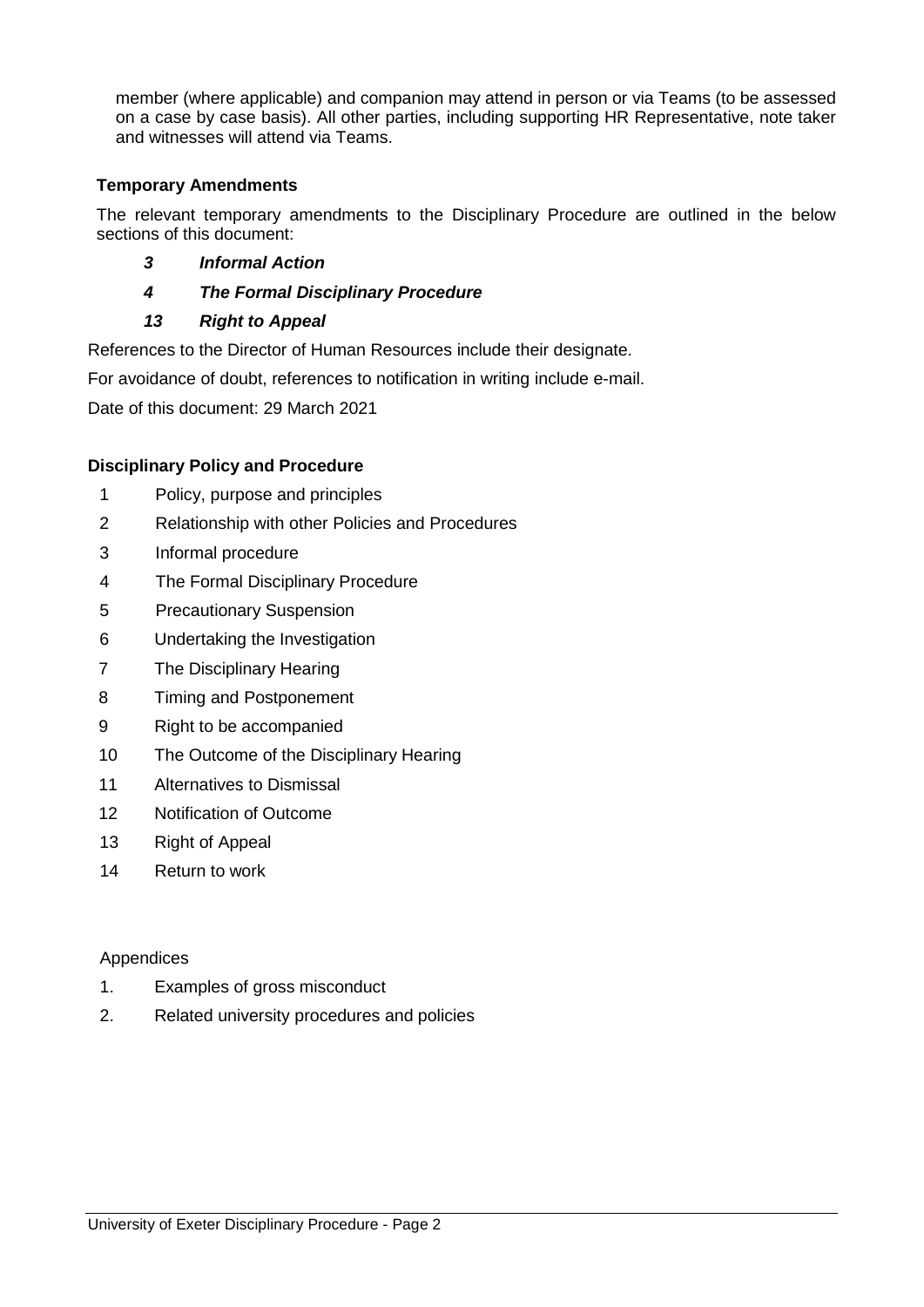member (where applicable) and companion may attend in person or via Teams (to be assessed on a case by case basis). All other parties, including supporting HR Representative, note taker and witnesses will attend via Teams.

**Temporary Amendments**

The relevant temporary amendments to the Disciplinary Procedure are outlined in the below sections of this document:

- ***3 Informal Action***
- ***4 The Formal Disciplinary Procedure***
- ***13 Right to Appeal***

References to the Director of Human Resources include their designate.

For avoidance of doubt, references to notification in writing include e-mail.

Date of this document: 29 March 2021

**Disciplinary Policy and Procedure**

1 Policy, purpose and principles
2 Relationship with other Policies and Procedures
3 Informal procedure
4 The Formal Disciplinary Procedure
5 Precautionary Suspension
6 Undertaking the Investigation
7 The Disciplinary Hearing
8 Timing and Postponement
9 Right to be accompanied
10 The Outcome of the Disciplinary Hearing
11 Alternatives to Dismissal
12 Notification of Outcome
13 Right of Appeal
14 Return to work

Appendices

1. Examples of gross misconduct
2. Related university procedures and policies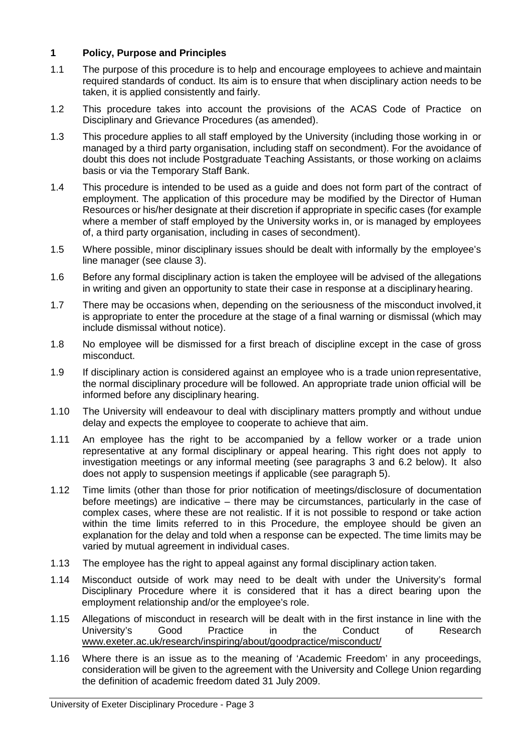## 1 Policy, Purpose and Principles

1.1 The purpose of this procedure is to help and encourage employees to achieve and maintain required standards of conduct. Its aim is to ensure that when disciplinary action needs to be taken, it is applied consistently and fairly.

1.2 This procedure takes into account the provisions of the ACAS Code of Practice on Disciplinary and Grievance Procedures (as amended).

1.3 This procedure applies to all staff employed by the University (including those working in or managed by a third party organisation, including staff on secondment). For the avoidance of doubt this does not include Postgraduate Teaching Assistants, or those working on a claims basis or via the Temporary Staff Bank.

1.4 This procedure is intended to be used as a guide and does not form part of the contract of employment. The application of this procedure may be modified by the Director of Human Resources or his/her designate at their discretion if appropriate in specific cases (for example where a member of staff employed by the University works in, or is managed by employees of, a third party organisation, including in cases of secondment).

1.5 Where possible, minor disciplinary issues should be dealt with informally by the employee's line manager (see clause 3).

1.6 Before any formal disciplinary action is taken the employee will be advised of the allegations in writing and given an opportunity to state their case in response at a disciplinary hearing.

1.7 There may be occasions when, depending on the seriousness of the misconduct involved, it is appropriate to enter the procedure at the stage of a final warning or dismissal (which may include dismissal without notice).

1.8 No employee will be dismissed for a first breach of discipline except in the case of gross misconduct.

1.9 If disciplinary action is considered against an employee who is a trade union representative, the normal disciplinary procedure will be followed. An appropriate trade union official will be informed before any disciplinary hearing.

1.10 The University will endeavour to deal with disciplinary matters promptly and without undue delay and expects the employee to cooperate to achieve that aim.

1.11 An employee has the right to be accompanied by a fellow worker or a trade union representative at any formal disciplinary or appeal hearing. This right does not apply to investigation meetings or any informal meeting (see paragraphs 3 and 6.2 below). It also does not apply to suspension meetings if applicable (see paragraph 5).

1.12 Time limits (other than those for prior notification of meetings/disclosure of documentation before meetings) are indicative – there may be circumstances, particularly in the case of complex cases, where these are not realistic. If it is not possible to respond or take action within the time limits referred to in this Procedure, the employee should be given an explanation for the delay and told when a response can be expected. The time limits may be varied by mutual agreement in individual cases.

1.13 The employee has the right to appeal against any formal disciplinary action taken.

1.14 Misconduct outside of work may need to be dealt with under the University's formal Disciplinary Procedure where it is considered that it has a direct bearing upon the employment relationship and/or the employee's role.

1.15 Allegations of misconduct in research will be dealt with in the first instance in line with the University's Good Practice in the Conduct of Research www.exeter.ac.uk/research/inspiring/about/goodpractice/misconduct/

1.16 Where there is an issue as to the meaning of 'Academic Freedom' in any proceedings, consideration will be given to the agreement with the University and College Union regarding the definition of academic freedom dated 31 July 2009.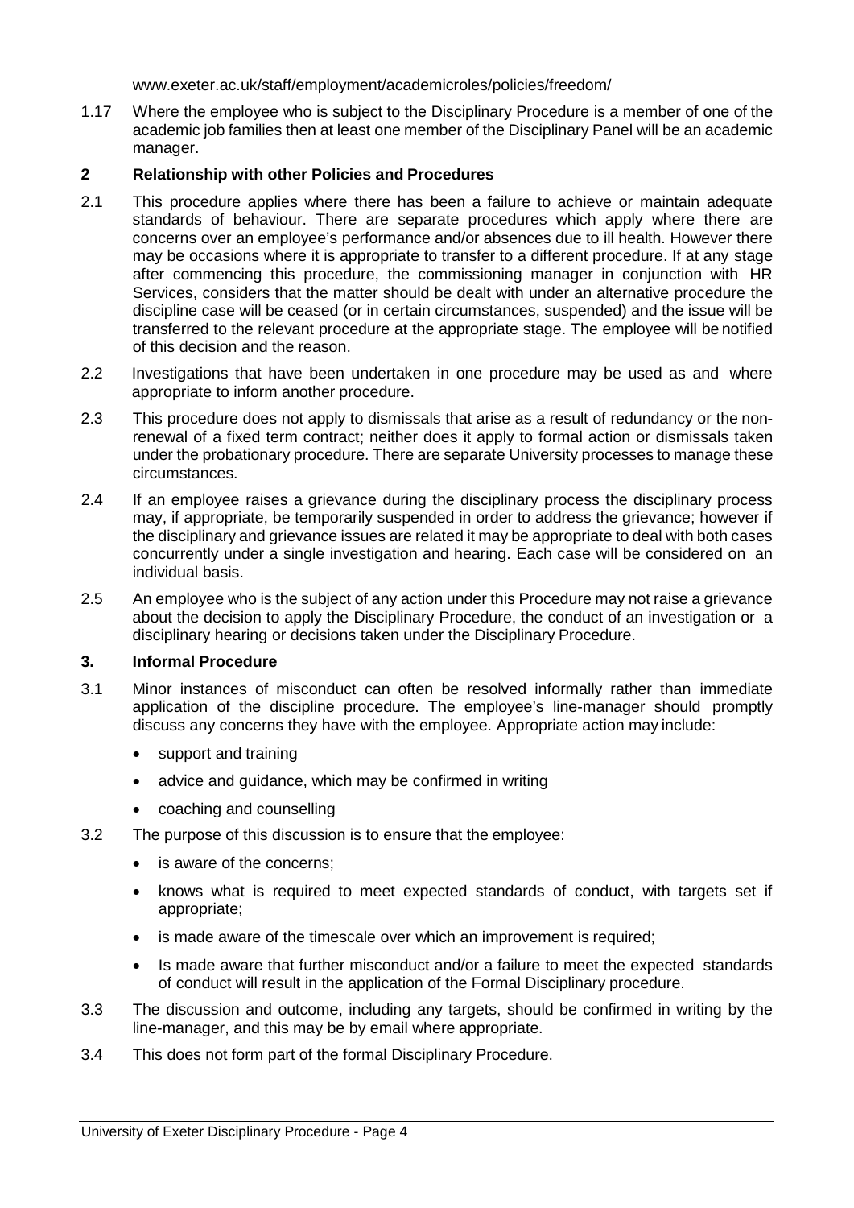www.exeter.ac.uk/staff/employment/academicroles/policies/freedom/

1.17 Where the employee who is subject to the Disciplinary Procedure is a member of one of the academic job families then at least one member of the Disciplinary Panel will be an academic manager.

## 2 Relationship with other Policies and Procedures

2.1 This procedure applies where there has been a failure to achieve or maintain adequate standards of behaviour. There are separate procedures which apply where there are concerns over an employee's performance and/or absences due to ill health. However there may be occasions where it is appropriate to transfer to a different procedure. If at any stage after commencing this procedure, the commissioning manager in conjunction with HR Services, considers that the matter should be dealt with under an alternative procedure the discipline case will be ceased (or in certain circumstances, suspended) and the issue will be transferred to the relevant procedure at the appropriate stage. The employee will be notified of this decision and the reason.

2.2 Investigations that have been undertaken in one procedure may be used as and where appropriate to inform another procedure.

2.3 This procedure does not apply to dismissals that arise as a result of redundancy or the non-renewal of a fixed term contract; neither does it apply to formal action or dismissals taken under the probationary procedure. There are separate University processes to manage these circumstances.

2.4 If an employee raises a grievance during the disciplinary process the disciplinary process may, if appropriate, be temporarily suspended in order to address the grievance; however if the disciplinary and grievance issues are related it may be appropriate to deal with both cases concurrently under a single investigation and hearing. Each case will be considered on an individual basis.

2.5 An employee who is the subject of any action under this Procedure may not raise a grievance about the decision to apply the Disciplinary Procedure, the conduct of an investigation or a disciplinary hearing or decisions taken under the Disciplinary Procedure.

## 3. Informal Procedure

3.1 Minor instances of misconduct can often be resolved informally rather than immediate application of the discipline procedure. The employee's line-manager should promptly discuss any concerns they have with the employee. Appropriate action may include:

- support and training
- advice and guidance, which may be confirmed in writing
- coaching and counselling

3.2 The purpose of this discussion is to ensure that the employee:

- is aware of the concerns;
- knows what is required to meet expected standards of conduct, with targets set if appropriate;
- is made aware of the timescale over which an improvement is required;
- Is made aware that further misconduct and/or a failure to meet the expected standards of conduct will result in the application of the Formal Disciplinary procedure.

3.3 The discussion and outcome, including any targets, should be confirmed in writing by the line-manager, and this may be by email where appropriate.

3.4 This does not form part of the formal Disciplinary Procedure.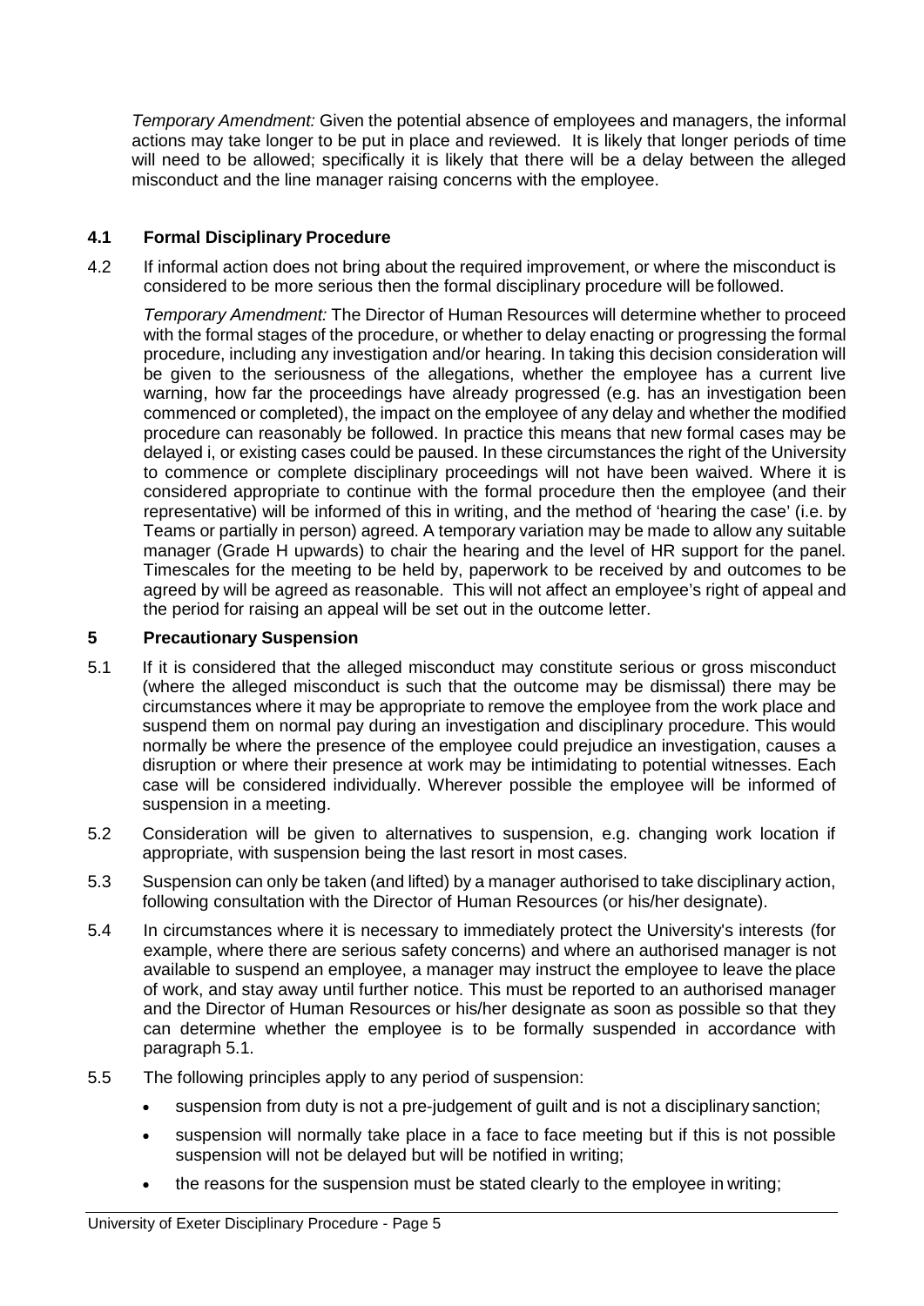*Temporary Amendment:* Given the potential absence of employees and managers, the informal actions may take longer to be put in place and reviewed. It is likely that longer periods of time will need to be allowed; specifically it is likely that there will be a delay between the alleged misconduct and the line manager raising concerns with the employee.

### 4.1 Formal Disciplinary Procedure

4.2 If informal action does not bring about the required improvement, or where the misconduct is considered to be more serious then the formal disciplinary procedure will be followed.

*Temporary Amendment:* The Director of Human Resources will determine whether to proceed with the formal stages of the procedure, or whether to delay enacting or progressing the formal procedure, including any investigation and/or hearing. In taking this decision consideration will be given to the seriousness of the allegations, whether the employee has a current live warning, how far the proceedings have already progressed (e.g. has an investigation been commenced or completed), the impact on the employee of any delay and whether the modified procedure can reasonably be followed. In practice this means that new formal cases may be delayed i, or existing cases could be paused. In these circumstances the right of the University to commence or complete disciplinary proceedings will not have been waived. Where it is considered appropriate to continue with the formal procedure then the employee (and their representative) will be informed of this in writing, and the method of 'hearing the case' (i.e. by Teams or partially in person) agreed. A temporary variation may be made to allow any suitable manager (Grade H upwards) to chair the hearing and the level of HR support for the panel. Timescales for the meeting to be held by, paperwork to be received by and outcomes to be agreed by will be agreed as reasonable. This will not affect an employee's right of appeal and the period for raising an appeal will be set out in the outcome letter.

## 5 Precautionary Suspension

5.1 If it is considered that the alleged misconduct may constitute serious or gross misconduct (where the alleged misconduct is such that the outcome may be dismissal) there may be circumstances where it may be appropriate to remove the employee from the work place and suspend them on normal pay during an investigation and disciplinary procedure. This would normally be where the presence of the employee could prejudice an investigation, causes a disruption or where their presence at work may be intimidating to potential witnesses. Each case will be considered individually. Wherever possible the employee will be informed of suspension in a meeting.

5.2 Consideration will be given to alternatives to suspension, e.g. changing work location if appropriate, with suspension being the last resort in most cases.

5.3 Suspension can only be taken (and lifted) by a manager authorised to take disciplinary action, following consultation with the Director of Human Resources (or his/her designate).

5.4 In circumstances where it is necessary to immediately protect the University's interests (for example, where there are serious safety concerns) and where an authorised manager is not available to suspend an employee, a manager may instruct the employee to leave the place of work, and stay away until further notice. This must be reported to an authorised manager and the Director of Human Resources or his/her designate as soon as possible so that they can determine whether the employee is to be formally suspended in accordance with paragraph 5.1.

5.5 The following principles apply to any period of suspension:

- suspension from duty is not a pre-judgement of guilt and is not a disciplinary sanction;
- suspension will normally take place in a face to face meeting but if this is not possible suspension will not be delayed but will be notified in writing;
- the reasons for the suspension must be stated clearly to the employee in writing;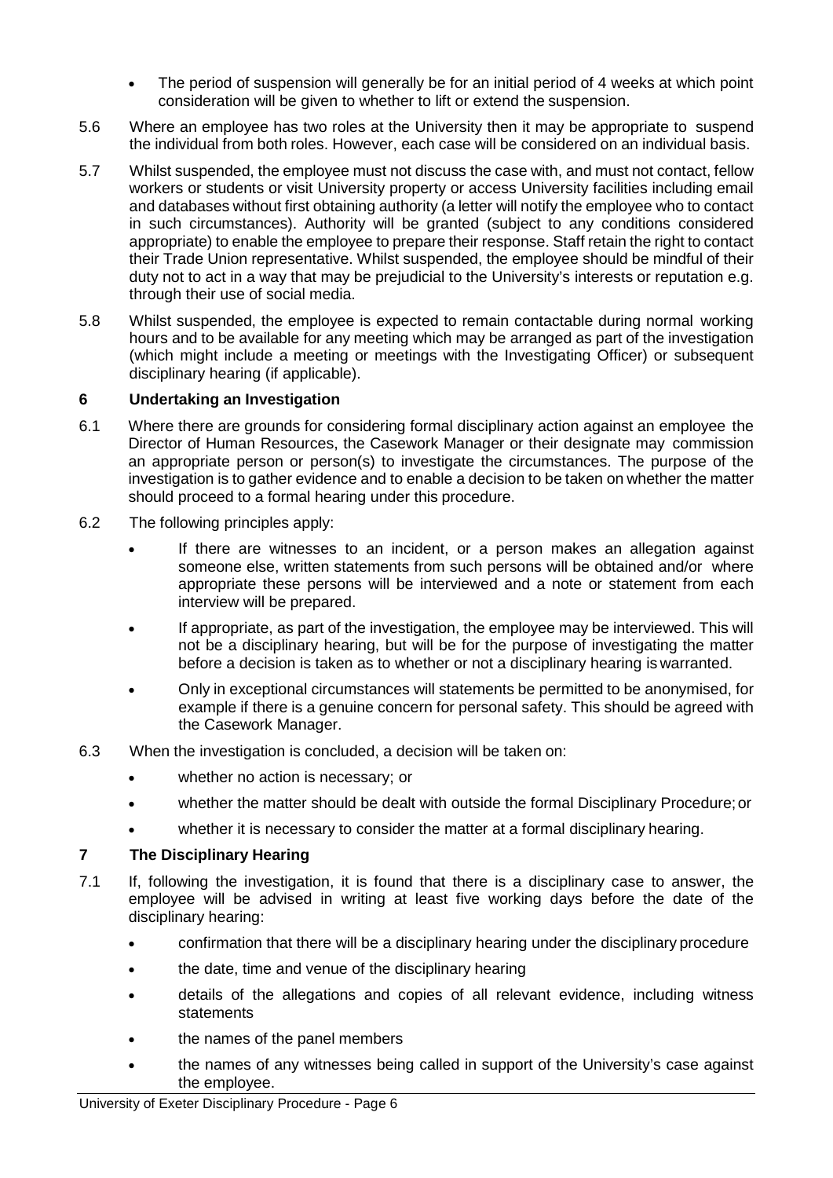- The period of suspension will generally be for an initial period of 4 weeks at which point consideration will be given to whether to lift or extend the suspension.

5.6 Where an employee has two roles at the University then it may be appropriate to suspend the individual from both roles. However, each case will be considered on an individual basis.

5.7 Whilst suspended, the employee must not discuss the case with, and must not contact, fellow workers or students or visit University property or access University facilities including email and databases without first obtaining authority (a letter will notify the employee who to contact in such circumstances). Authority will be granted (subject to any conditions considered appropriate) to enable the employee to prepare their response. Staff retain the right to contact their Trade Union representative. Whilst suspended, the employee should be mindful of their duty not to act in a way that may be prejudicial to the University's interests or reputation e.g. through their use of social media.

5.8 Whilst suspended, the employee is expected to remain contactable during normal working hours and to be available for any meeting which may be arranged as part of the investigation (which might include a meeting or meetings with the Investigating Officer) or subsequent disciplinary hearing (if applicable).

## 6 Undertaking an Investigation

6.1 Where there are grounds for considering formal disciplinary action against an employee the Director of Human Resources, the Casework Manager or their designate may commission an appropriate person or person(s) to investigate the circumstances. The purpose of the investigation is to gather evidence and to enable a decision to be taken on whether the matter should proceed to a formal hearing under this procedure.

6.2 The following principles apply:

- If there are witnesses to an incident, or a person makes an allegation against someone else, written statements from such persons will be obtained and/or where appropriate these persons will be interviewed and a note or statement from each interview will be prepared.
- If appropriate, as part of the investigation, the employee may be interviewed. This will not be a disciplinary hearing, but will be for the purpose of investigating the matter before a decision is taken as to whether or not a disciplinary hearing is warranted.
- Only in exceptional circumstances will statements be permitted to be anonymised, for example if there is a genuine concern for personal safety. This should be agreed with the Casework Manager.

6.3 When the investigation is concluded, a decision will be taken on:

- whether no action is necessary; or
- whether the matter should be dealt with outside the formal Disciplinary Procedure; or
- whether it is necessary to consider the matter at a formal disciplinary hearing.

## 7 The Disciplinary Hearing

7.1 If, following the investigation, it is found that there is a disciplinary case to answer, the employee will be advised in writing at least five working days before the date of the disciplinary hearing:

- confirmation that there will be a disciplinary hearing under the disciplinary procedure
- the date, time and venue of the disciplinary hearing
- details of the allegations and copies of all relevant evidence, including witness statements
- the names of the panel members
- the names of any witnesses being called in support of the University's case against the employee.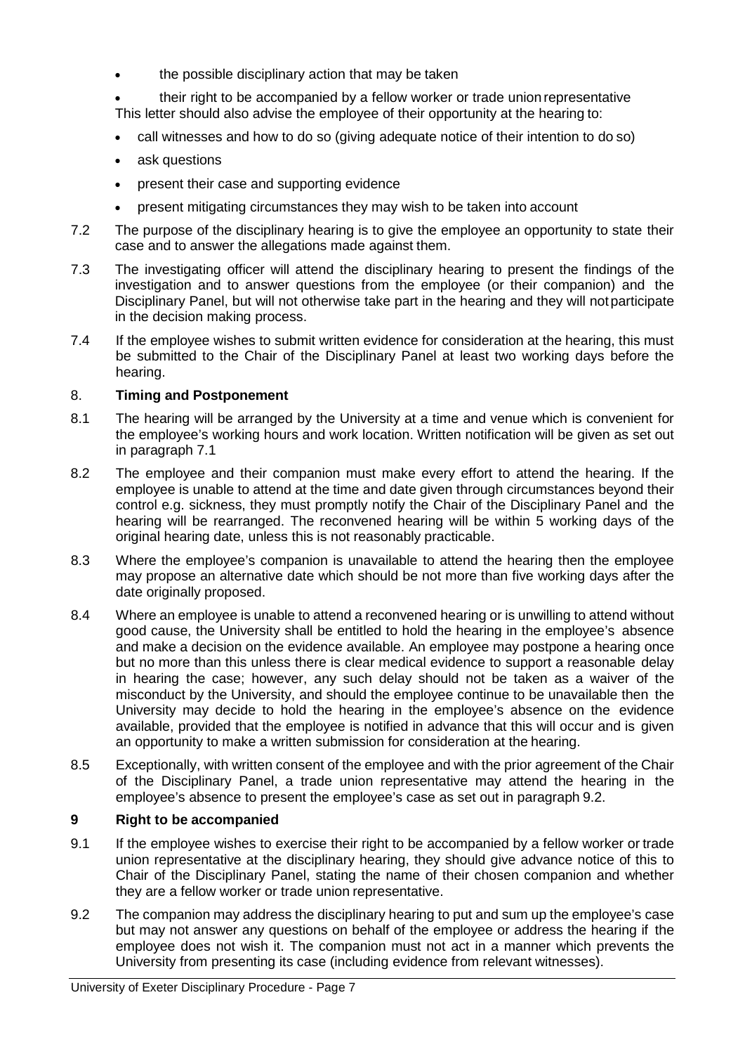- the possible disciplinary action that may be taken
- their right to be accompanied by a fellow worker or trade union representative

This letter should also advise the employee of their opportunity at the hearing to:

- call witnesses and how to do so (giving adequate notice of their intention to do so)
- ask questions
- present their case and supporting evidence
- present mitigating circumstances they may wish to be taken into account

7.2 The purpose of the disciplinary hearing is to give the employee an opportunity to state their case and to answer the allegations made against them.

7.3 The investigating officer will attend the disciplinary hearing to present the findings of the investigation and to answer questions from the employee (or their companion) and the Disciplinary Panel, but will not otherwise take part in the hearing and they will not participate in the decision making process.

7.4 If the employee wishes to submit written evidence for consideration at the hearing, this must be submitted to the Chair of the Disciplinary Panel at least two working days before the hearing.

## 8. Timing and Postponement

8.1 The hearing will be arranged by the University at a time and venue which is convenient for the employee's working hours and work location. Written notification will be given as set out in paragraph 7.1

8.2 The employee and their companion must make every effort to attend the hearing. If the employee is unable to attend at the time and date given through circumstances beyond their control e.g. sickness, they must promptly notify the Chair of the Disciplinary Panel and the hearing will be rearranged. The reconvened hearing will be within 5 working days of the original hearing date, unless this is not reasonably practicable.

8.3 Where the employee's companion is unavailable to attend the hearing then the employee may propose an alternative date which should be not more than five working days after the date originally proposed.

8.4 Where an employee is unable to attend a reconvened hearing or is unwilling to attend without good cause, the University shall be entitled to hold the hearing in the employee's absence and make a decision on the evidence available. An employee may postpone a hearing once but no more than this unless there is clear medical evidence to support a reasonable delay in hearing the case; however, any such delay should not be taken as a waiver of the misconduct by the University, and should the employee continue to be unavailable then the University may decide to hold the hearing in the employee's absence on the evidence available, provided that the employee is notified in advance that this will occur and is given an opportunity to make a written submission for consideration at the hearing.

8.5 Exceptionally, with written consent of the employee and with the prior agreement of the Chair of the Disciplinary Panel, a trade union representative may attend the hearing in the employee's absence to present the employee's case as set out in paragraph 9.2.

## 9 Right to be accompanied

9.1 If the employee wishes to exercise their right to be accompanied by a fellow worker or trade union representative at the disciplinary hearing, they should give advance notice of this to Chair of the Disciplinary Panel, stating the name of their chosen companion and whether they are a fellow worker or trade union representative.

9.2 The companion may address the disciplinary hearing to put and sum up the employee's case but may not answer any questions on behalf of the employee or address the hearing if the employee does not wish it. The companion must not act in a manner which prevents the University from presenting its case (including evidence from relevant witnesses).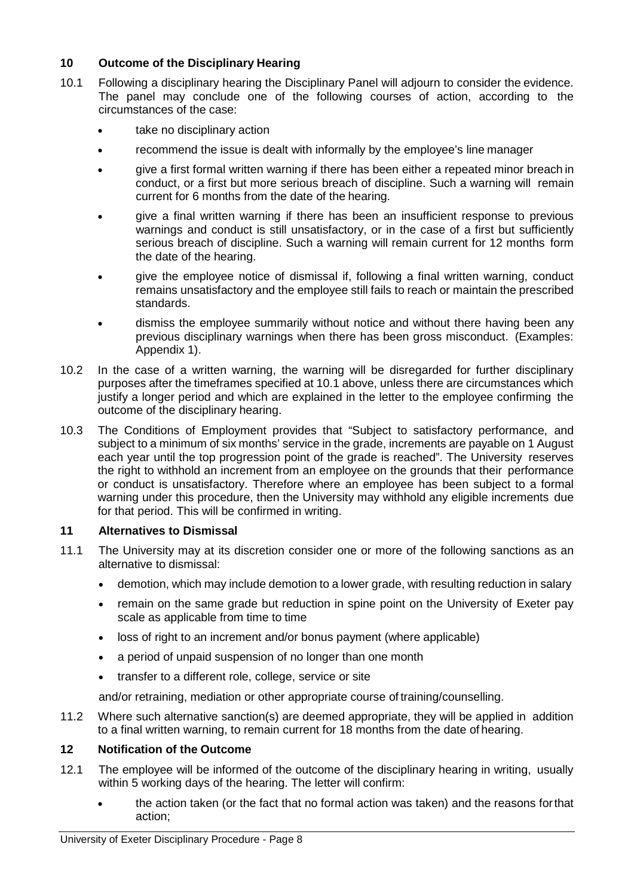## 10 Outcome of the Disciplinary Hearing

10.1 Following a disciplinary hearing the Disciplinary Panel will adjourn to consider the evidence. The panel may conclude one of the following courses of action, according to the circumstances of the case:

- take no disciplinary action
- recommend the issue is dealt with informally by the employee's line manager
- give a first formal written warning if there has been either a repeated minor breach in conduct, or a first but more serious breach of discipline. Such a warning will remain current for 6 months from the date of the hearing.
- give a final written warning if there has been an insufficient response to previous warnings and conduct is still unsatisfactory, or in the case of a first but sufficiently serious breach of discipline. Such a warning will remain current for 12 months form the date of the hearing.
- give the employee notice of dismissal if, following a final written warning, conduct remains unsatisfactory and the employee still fails to reach or maintain the prescribed standards.
- dismiss the employee summarily without notice and without there having been any previous disciplinary warnings when there has been gross misconduct. (Examples: Appendix 1).

10.2 In the case of a written warning, the warning will be disregarded for further disciplinary purposes after the timeframes specified at 10.1 above, unless there are circumstances which justify a longer period and which are explained in the letter to the employee confirming the outcome of the disciplinary hearing.

10.3 The Conditions of Employment provides that "Subject to satisfactory performance, and subject to a minimum of six months' service in the grade, increments are payable on 1 August each year until the top progression point of the grade is reached". The University reserves the right to withhold an increment from an employee on the grounds that their performance or conduct is unsatisfactory. Therefore where an employee has been subject to a formal warning under this procedure, then the University may withhold any eligible increments due for that period. This will be confirmed in writing.

## 11 Alternatives to Dismissal

11.1 The University may at its discretion consider one or more of the following sanctions as an alternative to dismissal:

- demotion, which may include demotion to a lower grade, with resulting reduction in salary
- remain on the same grade but reduction in spine point on the University of Exeter pay scale as applicable from time to time
- loss of right to an increment and/or bonus payment (where applicable)
- a period of unpaid suspension of no longer than one month
- transfer to a different role, college, service or site

and/or retraining, mediation or other appropriate course of training/counselling.

11.2 Where such alternative sanction(s) are deemed appropriate, they will be applied in addition to a final written warning, to remain current for 18 months from the date of hearing.

## 12 Notification of the Outcome

12.1 The employee will be informed of the outcome of the disciplinary hearing in writing, usually within 5 working days of the hearing. The letter will confirm:

- the action taken (or the fact that no formal action was taken) and the reasons for that action;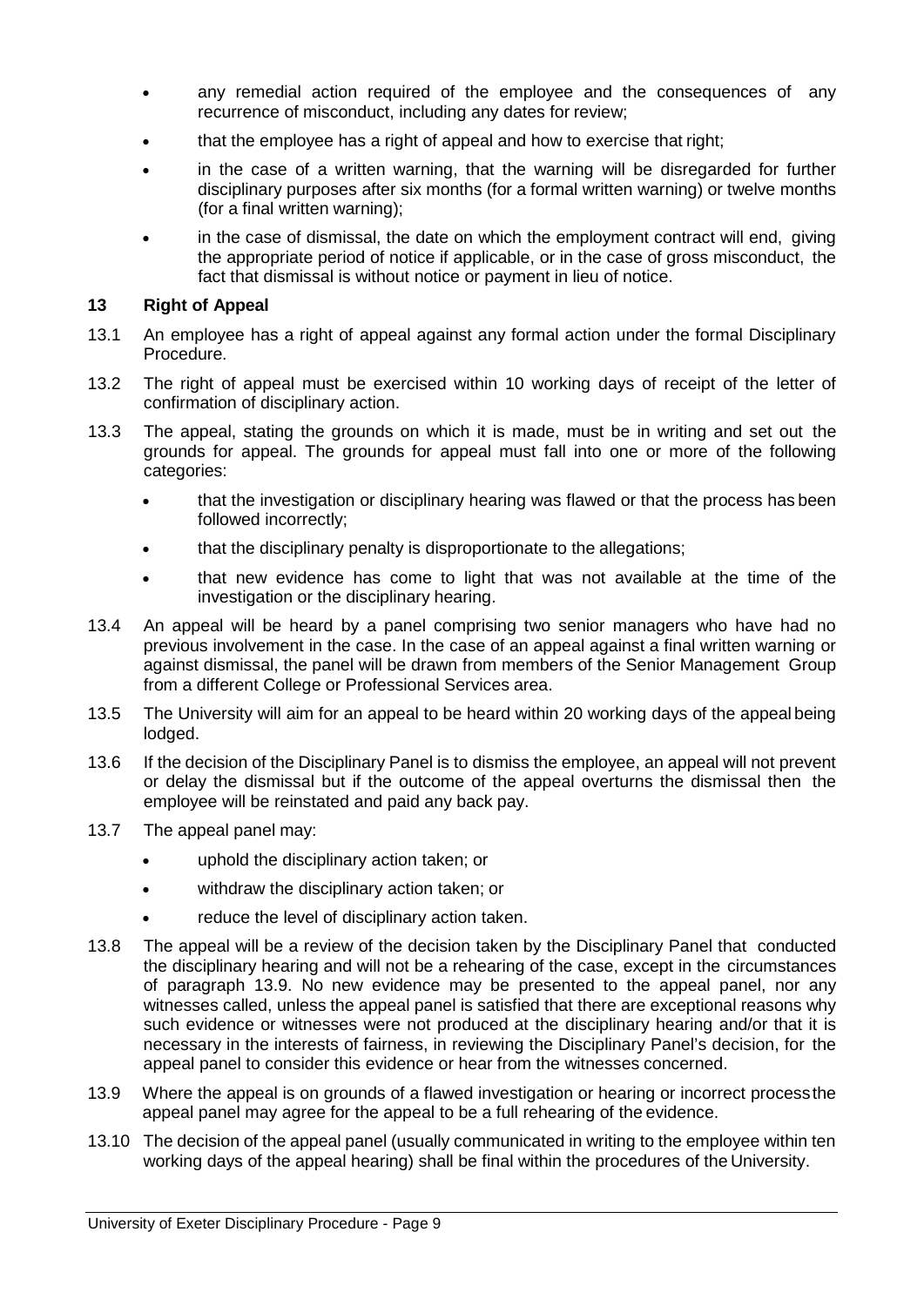- any remedial action required of the employee and the consequences of any recurrence of misconduct, including any dates for review;
- that the employee has a right of appeal and how to exercise that right;
- in the case of a written warning, that the warning will be disregarded for further disciplinary purposes after six months (for a formal written warning) or twelve months (for a final written warning);
- in the case of dismissal, the date on which the employment contract will end, giving the appropriate period of notice if applicable, or in the case of gross misconduct, the fact that dismissal is without notice or payment in lieu of notice.

## 13 Right of Appeal

13.1 An employee has a right of appeal against any formal action under the formal Disciplinary Procedure.

13.2 The right of appeal must be exercised within 10 working days of receipt of the letter of confirmation of disciplinary action.

13.3 The appeal, stating the grounds on which it is made, must be in writing and set out the grounds for appeal. The grounds for appeal must fall into one or more of the following categories:

- that the investigation or disciplinary hearing was flawed or that the process has been followed incorrectly;
- that the disciplinary penalty is disproportionate to the allegations;
- that new evidence has come to light that was not available at the time of the investigation or the disciplinary hearing.

13.4 An appeal will be heard by a panel comprising two senior managers who have had no previous involvement in the case. In the case of an appeal against a final written warning or against dismissal, the panel will be drawn from members of the Senior Management Group from a different College or Professional Services area.

13.5 The University will aim for an appeal to be heard within 20 working days of the appeal being lodged.

13.6 If the decision of the Disciplinary Panel is to dismiss the employee, an appeal will not prevent or delay the dismissal but if the outcome of the appeal overturns the dismissal then the employee will be reinstated and paid any back pay.

13.7 The appeal panel may:

- uphold the disciplinary action taken; or
- withdraw the disciplinary action taken; or
- reduce the level of disciplinary action taken.

13.8 The appeal will be a review of the decision taken by the Disciplinary Panel that conducted the disciplinary hearing and will not be a rehearing of the case, except in the circumstances of paragraph 13.9. No new evidence may be presented to the appeal panel, nor any witnesses called, unless the appeal panel is satisfied that there are exceptional reasons why such evidence or witnesses were not produced at the disciplinary hearing and/or that it is necessary in the interests of fairness, in reviewing the Disciplinary Panel's decision, for the appeal panel to consider this evidence or hear from the witnesses concerned.

13.9 Where the appeal is on grounds of a flawed investigation or hearing or incorrect process the appeal panel may agree for the appeal to be a full rehearing of the evidence.

13.10 The decision of the appeal panel (usually communicated in writing to the employee within ten working days of the appeal hearing) shall be final within the procedures of the University.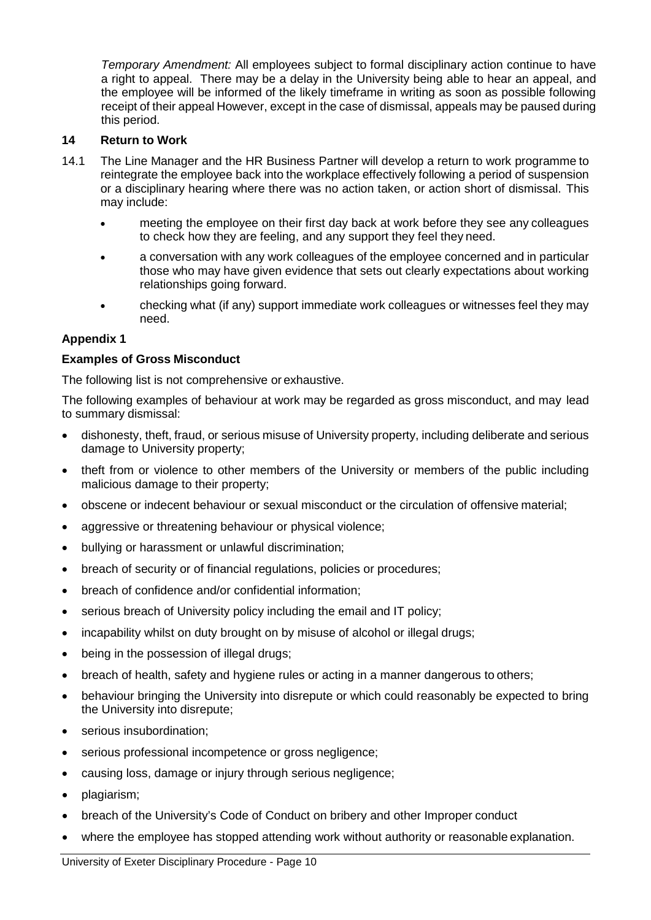*Temporary Amendment:* All employees subject to formal disciplinary action continue to have a right to appeal. There may be a delay in the University being able to hear an appeal, and the employee will be informed of the likely timeframe in writing as soon as possible following receipt of their appeal However, except in the case of dismissal, appeals may be paused during this period.

## 14 Return to Work

14.1 The Line Manager and the HR Business Partner will develop a return to work programme to reintegrate the employee back into the workplace effectively following a period of suspension or a disciplinary hearing where there was no action taken, or action short of dismissal. This may include:

- meeting the employee on their first day back at work before they see any colleagues to check how they are feeling, and any support they feel they need.
- a conversation with any work colleagues of the employee concerned and in particular those who may have given evidence that sets out clearly expectations about working relationships going forward.
- checking what (if any) support immediate work colleagues or witnesses feel they may need.

## Appendix 1

### Examples of Gross Misconduct

The following list is not comprehensive or exhaustive.

The following examples of behaviour at work may be regarded as gross misconduct, and may lead to summary dismissal:

- dishonesty, theft, fraud, or serious misuse of University property, including deliberate and serious damage to University property;
- theft from or violence to other members of the University or members of the public including malicious damage to their property;
- obscene or indecent behaviour or sexual misconduct or the circulation of offensive material;
- aggressive or threatening behaviour or physical violence;
- bullying or harassment or unlawful discrimination;
- breach of security or of financial regulations, policies or procedures;
- breach of confidence and/or confidential information;
- serious breach of University policy including the email and IT policy;
- incapability whilst on duty brought on by misuse of alcohol or illegal drugs;
- being in the possession of illegal drugs;
- breach of health, safety and hygiene rules or acting in a manner dangerous to others;
- behaviour bringing the University into disrepute or which could reasonably be expected to bring the University into disrepute;
- serious insubordination;
- serious professional incompetence or gross negligence;
- causing loss, damage or injury through serious negligence;
- plagiarism;
- breach of the University's Code of Conduct on bribery and other Improper conduct
- where the employee has stopped attending work without authority or reasonable explanation.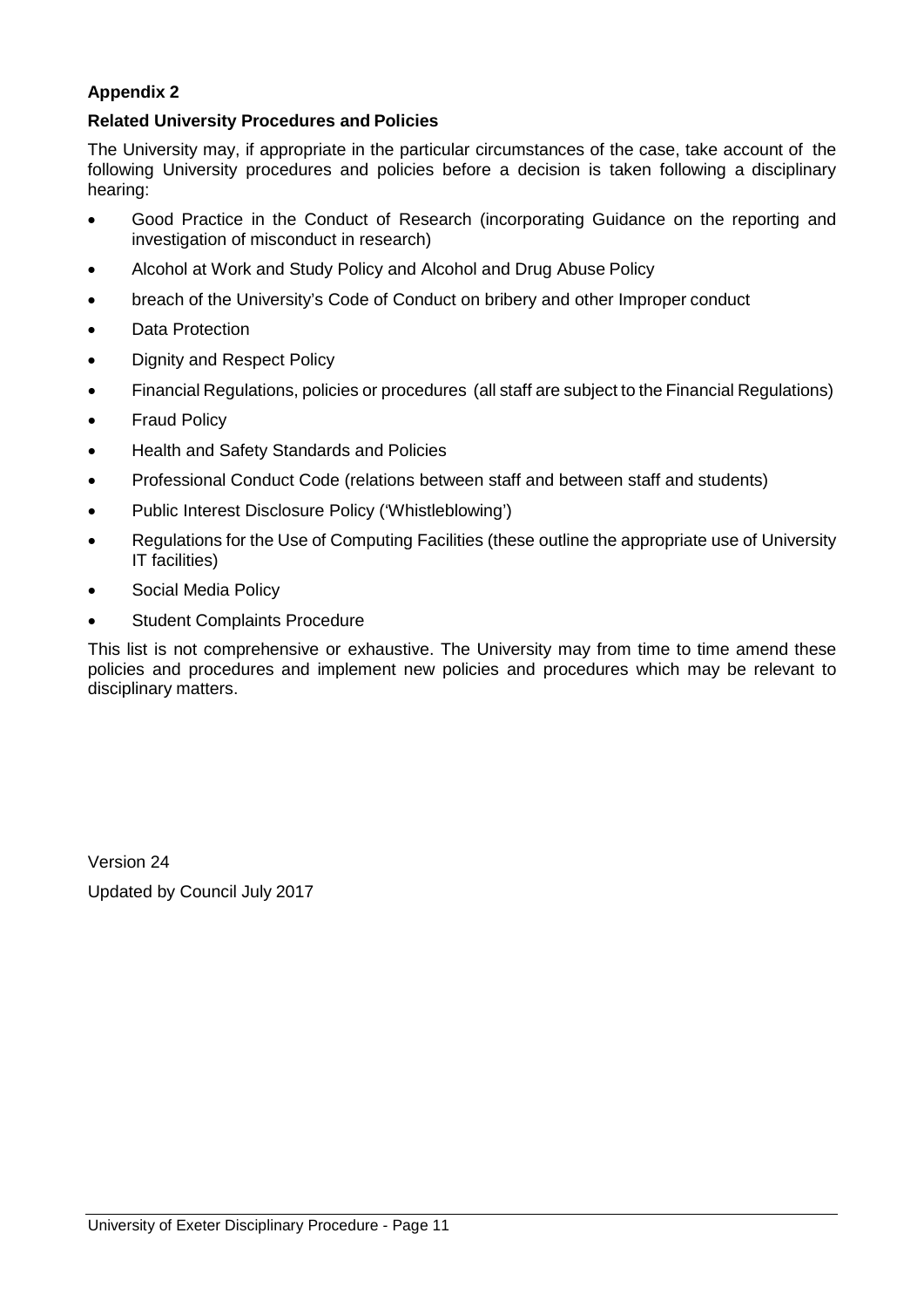**Appendix 2**

**Related University Procedures and Policies**

The University may, if appropriate in the particular circumstances of the case, take account of the following University procedures and policies before a decision is taken following a disciplinary hearing:

- Good Practice in the Conduct of Research (incorporating Guidance on the reporting and investigation of misconduct in research)
- Alcohol at Work and Study Policy and Alcohol and Drug Abuse Policy
- breach of the University's Code of Conduct on bribery and other Improper conduct
- Data Protection
- Dignity and Respect Policy
- Financial Regulations, policies or procedures (all staff are subject to the Financial Regulations)
- Fraud Policy
- Health and Safety Standards and Policies
- Professional Conduct Code (relations between staff and between staff and students)
- Public Interest Disclosure Policy ('Whistleblowing')
- Regulations for the Use of Computing Facilities (these outline the appropriate use of University IT facilities)
- Social Media Policy
- Student Complaints Procedure

This list is not comprehensive or exhaustive. The University may from time to time amend these policies and procedures and implement new policies and procedures which may be relevant to disciplinary matters.

Version 24

Updated by Council July 2017